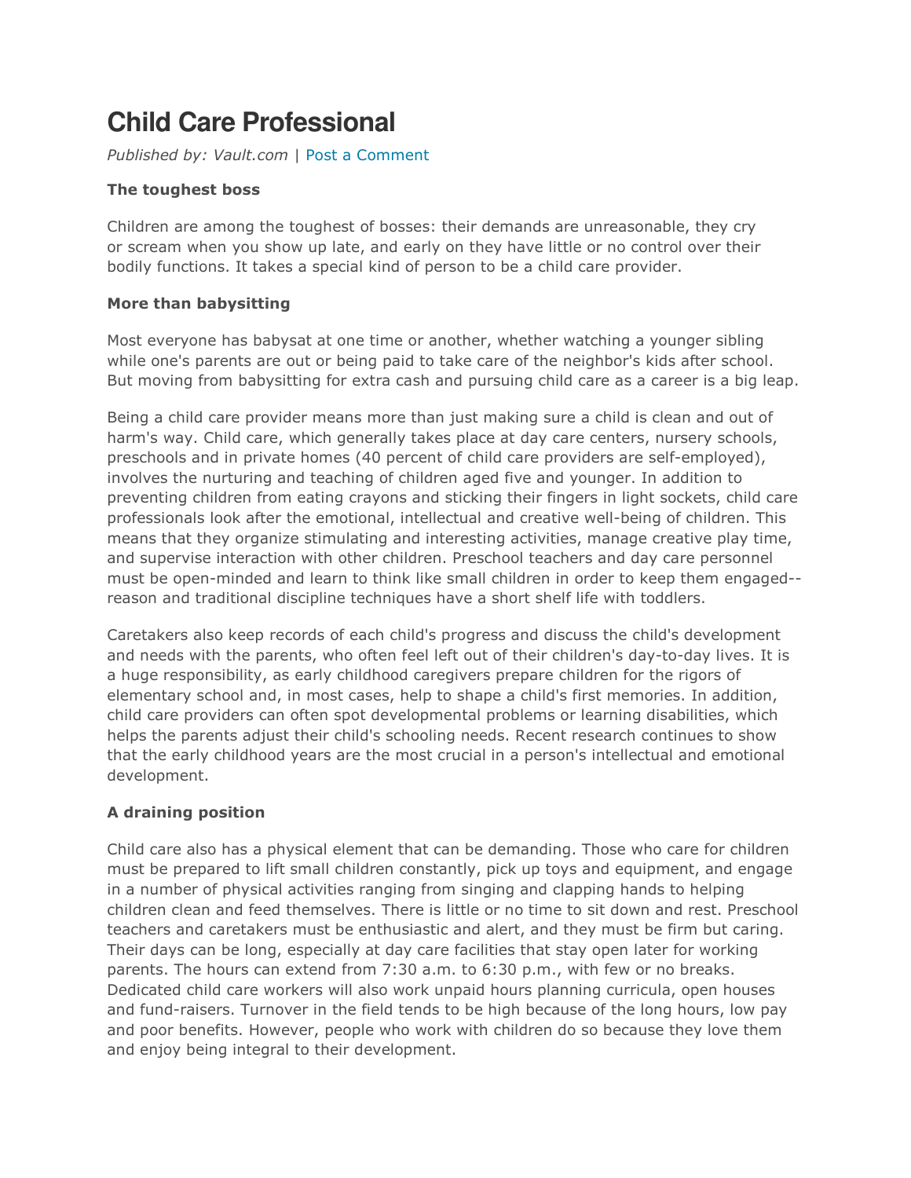# Child Care Professional

*Published by: Vault.com* | Post a Comment

**The toughest boss**

Children are among the toughest of bosses: their demands are unreasonable, they cry or scream when you show up late, and early on they have little or no control over their bodily functions. It takes a special kind of person to be a child care provider.

**More than babysitting**

Most everyone has babysat at one time or another, whether watching a younger sibling while one's parents are out or being paid to take care of the neighbor's kids after school. But moving from babysitting for extra cash and pursuing child care as a career is a big leap.

Being a child care provider means more than just making sure a child is clean and out of harm's way. Child care, which generally takes place at day care centers, nursery schools, preschools and in private homes (40 percent of child care providers are self-employed), involves the nurturing and teaching of children aged five and younger. In addition to preventing children from eating crayons and sticking their fingers in light sockets, child care professionals look after the emotional, intellectual and creative well-being of children. This means that they organize stimulating and interesting activities, manage creative play time, and supervise interaction with other children. Preschool teachers and day care personnel must be open-minded and learn to think like small children in order to keep them engaged--reason and traditional discipline techniques have a short shelf life with toddlers.

Caretakers also keep records of each child's progress and discuss the child's development and needs with the parents, who often feel left out of their children's day-to-day lives. It is a huge responsibility, as early childhood caregivers prepare children for the rigors of elementary school and, in most cases, help to shape a child's first memories. In addition, child care providers can often spot developmental problems or learning disabilities, which helps the parents adjust their child's schooling needs. Recent research continues to show that the early childhood years are the most crucial in a person's intellectual and emotional development.

**A draining position**

Child care also has a physical element that can be demanding. Those who care for children must be prepared to lift small children constantly, pick up toys and equipment, and engage in a number of physical activities ranging from singing and clapping hands to helping children clean and feed themselves. There is little or no time to sit down and rest. Preschool teachers and caretakers must be enthusiastic and alert, and they must be firm but caring. Their days can be long, especially at day care facilities that stay open later for working parents. The hours can extend from 7:30 a.m. to 6:30 p.m., with few or no breaks. Dedicated child care workers will also work unpaid hours planning curricula, open houses and fund-raisers. Turnover in the field tends to be high because of the long hours, low pay and poor benefits. However, people who work with children do so because they love them and enjoy being integral to their development.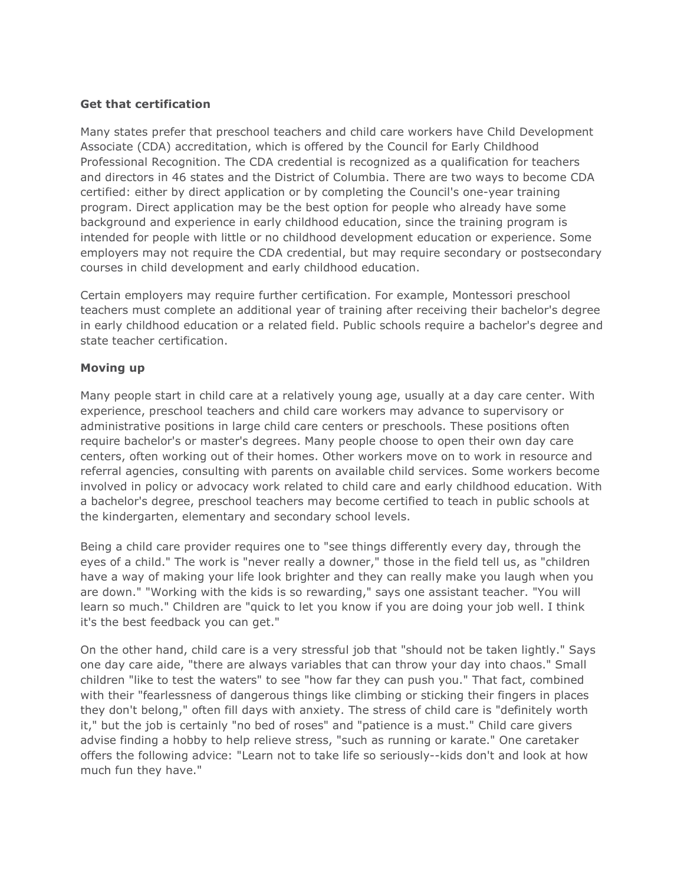**Get that certification**

Many states prefer that preschool teachers and child care workers have Child Development Associate (CDA) accreditation, which is offered by the Council for Early Childhood Professional Recognition. The CDA credential is recognized as a qualification for teachers and directors in 46 states and the District of Columbia. There are two ways to become CDA certified: either by direct application or by completing the Council's one-year training program. Direct application may be the best option for people who already have some background and experience in early childhood education, since the training program is intended for people with little or no childhood development education or experience. Some employers may not require the CDA credential, but may require secondary or postsecondary courses in child development and early childhood education.

Certain employers may require further certification. For example, Montessori preschool teachers must complete an additional year of training after receiving their bachelor's degree in early childhood education or a related field. Public schools require a bachelor's degree and state teacher certification.

**Moving up**

Many people start in child care at a relatively young age, usually at a day care center. With experience, preschool teachers and child care workers may advance to supervisory or administrative positions in large child care centers or preschools. These positions often require bachelor's or master's degrees. Many people choose to open their own day care centers, often working out of their homes. Other workers move on to work in resource and referral agencies, consulting with parents on available child services. Some workers become involved in policy or advocacy work related to child care and early childhood education. With a bachelor's degree, preschool teachers may become certified to teach in public schools at the kindergarten, elementary and secondary school levels.

Being a child care provider requires one to "see things differently every day, through the eyes of a child." The work is "never really a downer," those in the field tell us, as "children have a way of making your life look brighter and they can really make you laugh when you are down." "Working with the kids is so rewarding," says one assistant teacher. "You will learn so much." Children are "quick to let you know if you are doing your job well. I think it's the best feedback you can get."

On the other hand, child care is a very stressful job that "should not be taken lightly." Says one day care aide, "there are always variables that can throw your day into chaos." Small children "like to test the waters" to see "how far they can push you." That fact, combined with their "fearlessness of dangerous things like climbing or sticking their fingers in places they don't belong," often fill days with anxiety. The stress of child care is "definitely worth it," but the job is certainly "no bed of roses" and "patience is a must." Child care givers advise finding a hobby to help relieve stress, "such as running or karate." One caretaker offers the following advice: "Learn not to take life so seriously--kids don't and look at how much fun they have."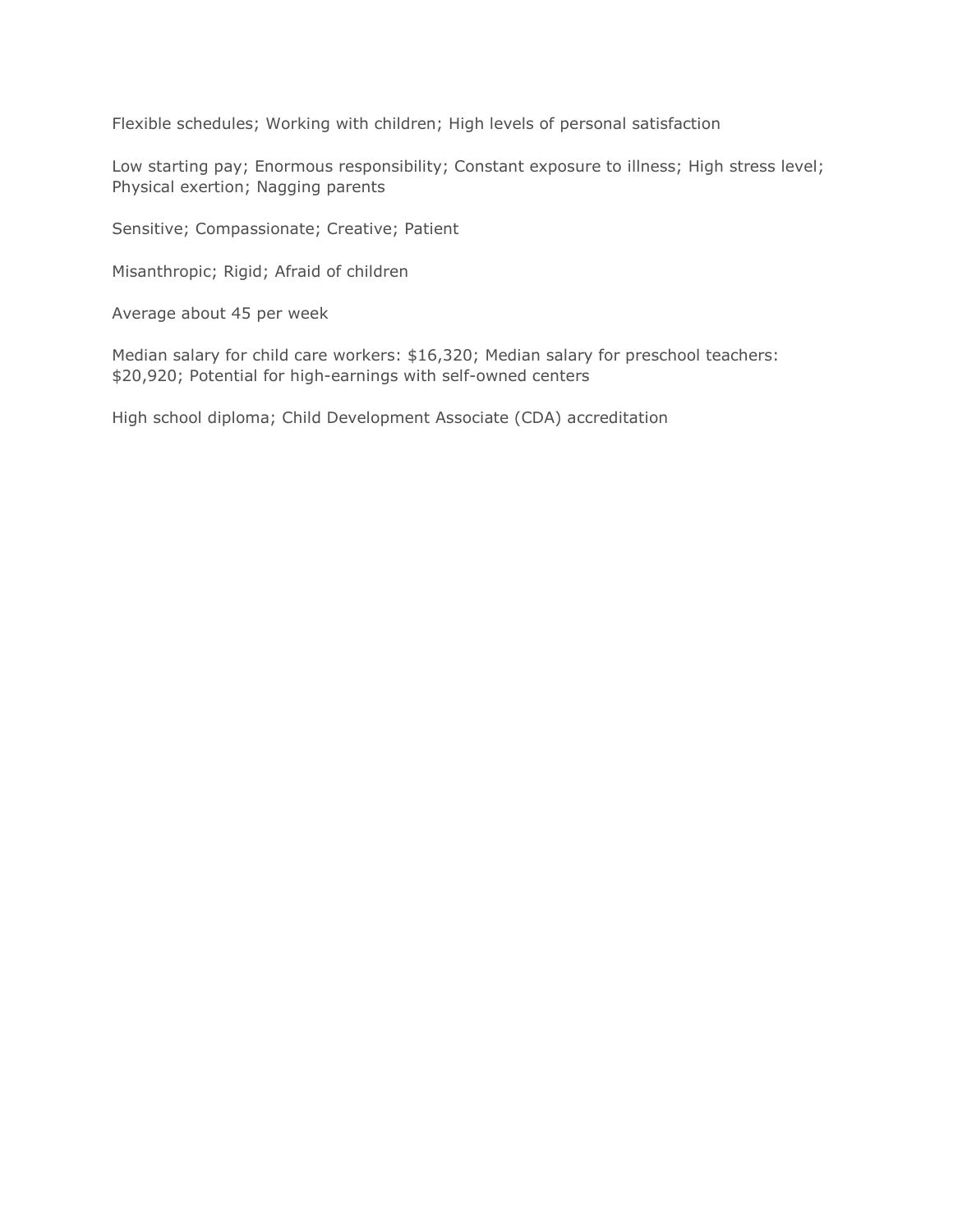Flexible schedules; Working with children; High levels of personal satisfaction

Low starting pay; Enormous responsibility; Constant exposure to illness; High stress level; Physical exertion; Nagging parents

Sensitive; Compassionate; Creative; Patient

Misanthropic; Rigid; Afraid of children

Average about 45 per week

Median salary for child care workers: $16,320; Median salary for preschool teachers: $20,920; Potential for high-earnings with self-owned centers

High school diploma; Child Development Associate (CDA) accreditation